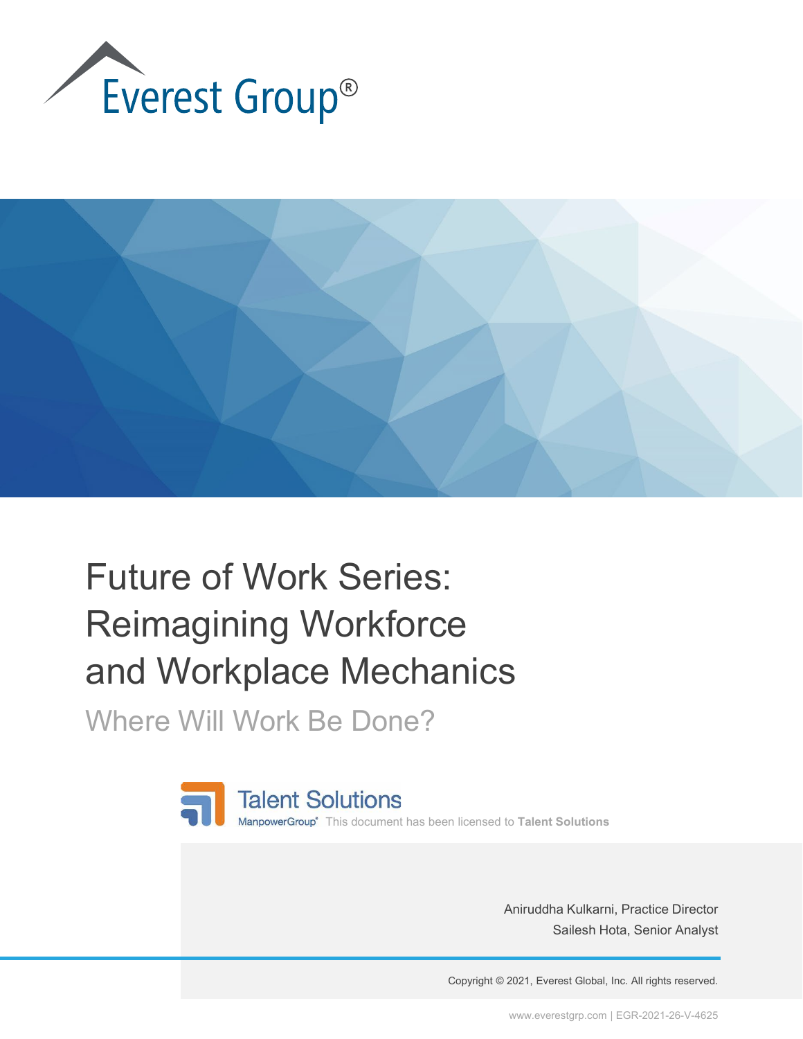Everest Group®

# Future of Work Series: Reimagining Workforce and Workplace Mechanics

## Where Will Work Be Done?

Talent Solutions
ManpowerGroup® This document has been licensed to **Talent Solutions**

Aniruddha Kulkarni, Practice Director
Sailesh Hota, Senior Analyst

Copyright © 2021, Everest Global, Inc. All rights reserved.

www.everestgrp.com | EGR-2021-26-V-4625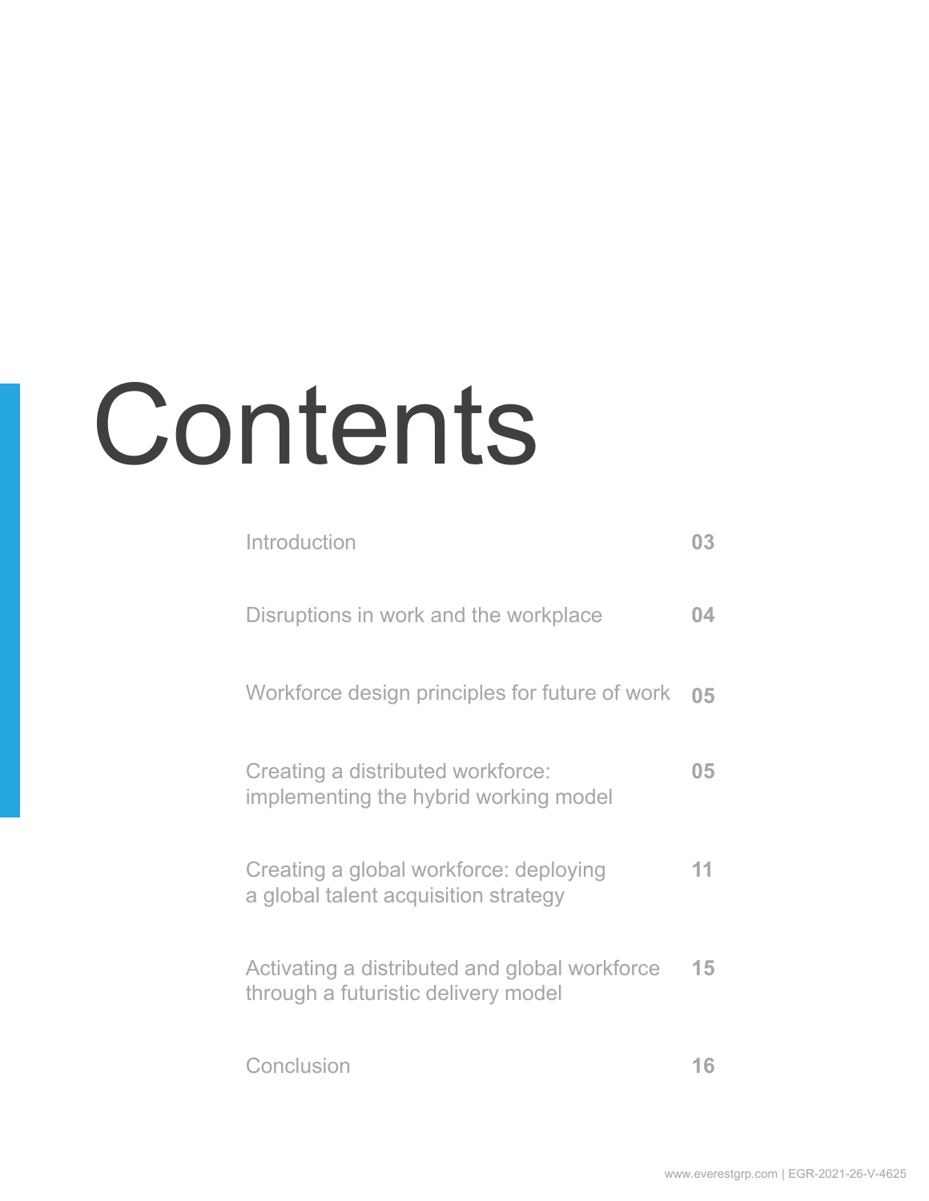# Contents

| | |
|---|---|
| Introduction | 03 |
| Disruptions in work and the workplace | 04 |
| Workforce design principles for future of work | 05 |
| Creating a distributed workforce: implementing the hybrid working model | 05 |
| Creating a global workforce: deploying a global talent acquisition strategy | 11 |
| Activating a distributed and global workforce through a futuristic delivery model | 15 |
| Conclusion | 16 |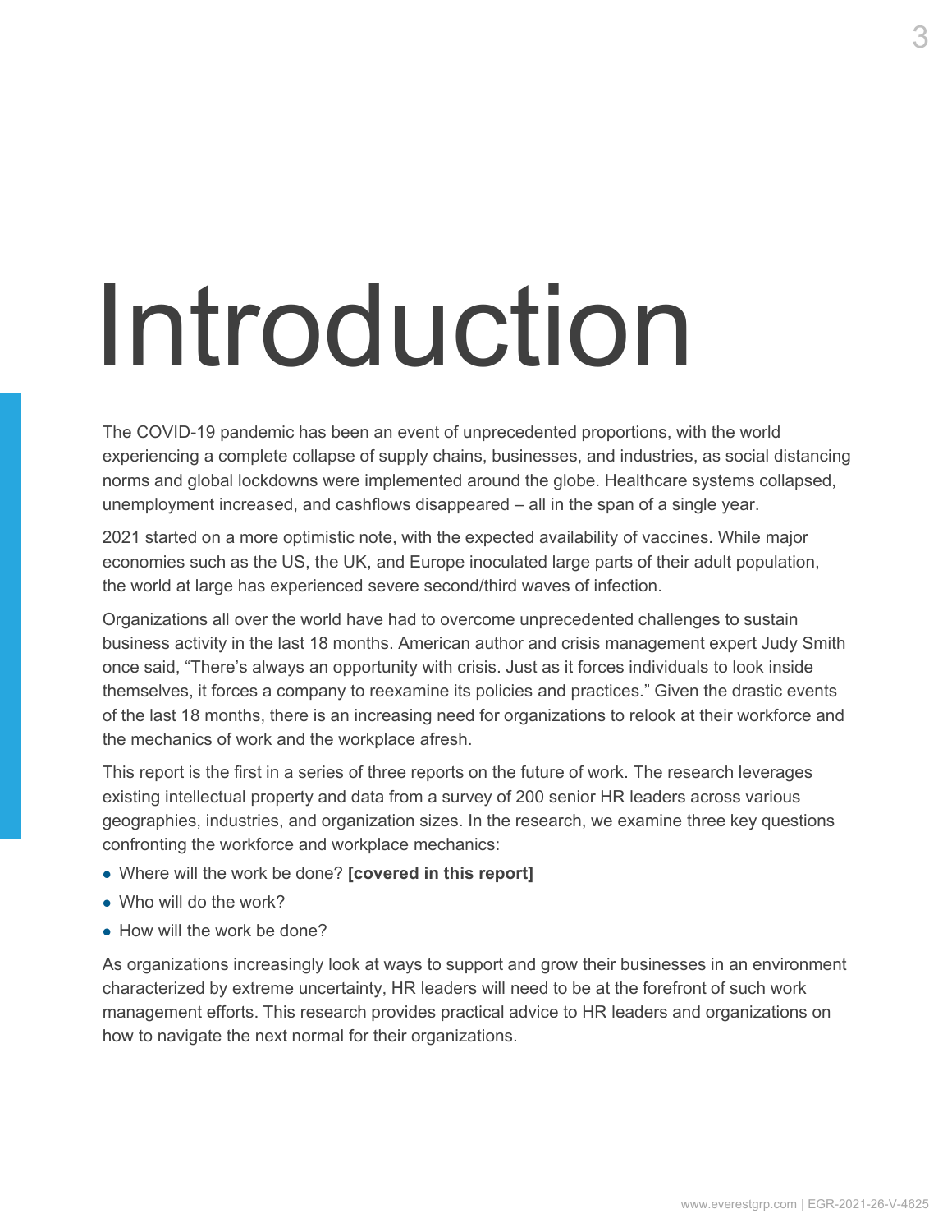# Introduction

The COVID-19 pandemic has been an event of unprecedented proportions, with the world experiencing a complete collapse of supply chains, businesses, and industries, as social distancing norms and global lockdowns were implemented around the globe. Healthcare systems collapsed, unemployment increased, and cashflows disappeared – all in the span of a single year.

2021 started on a more optimistic note, with the expected availability of vaccines. While major economies such as the US, the UK, and Europe inoculated large parts of their adult population, the world at large has experienced severe second/third waves of infection.

Organizations all over the world have had to overcome unprecedented challenges to sustain business activity in the last 18 months. American author and crisis management expert Judy Smith once said, "There's always an opportunity with crisis. Just as it forces individuals to look inside themselves, it forces a company to reexamine its policies and practices." Given the drastic events of the last 18 months, there is an increasing need for organizations to relook at their workforce and the mechanics of work and the workplace afresh.

This report is the first in a series of three reports on the future of work. The research leverages existing intellectual property and data from a survey of 200 senior HR leaders across various geographies, industries, and organization sizes. In the research, we examine three key questions confronting the workforce and workplace mechanics:

- Where will the work be done? **[covered in this report]**
- Who will do the work?
- How will the work be done?

As organizations increasingly look at ways to support and grow their businesses in an environment characterized by extreme uncertainty, HR leaders will need to be at the forefront of such work management efforts. This research provides practical advice to HR leaders and organizations on how to navigate the next normal for their organizations.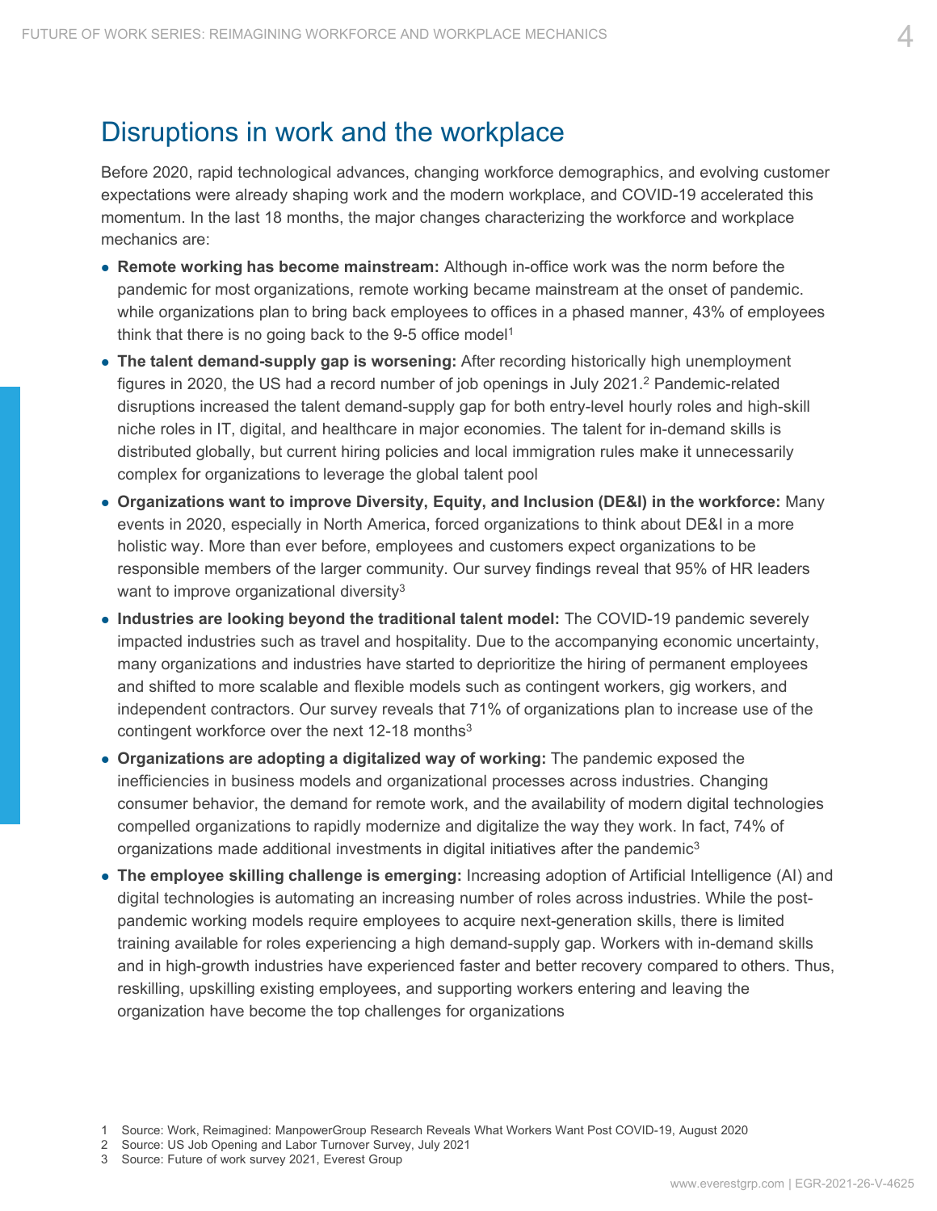## Disruptions in work and the workplace

Before 2020, rapid technological advances, changing workforce demographics, and evolving customer expectations were already shaping work and the modern workplace, and COVID-19 accelerated this momentum. In the last 18 months, the major changes characterizing the workforce and workplace mechanics are:

- **Remote working has become mainstream:** Although in-office work was the norm before the pandemic for most organizations, remote working became mainstream at the onset of pandemic. while organizations plan to bring back employees to offices in a phased manner, 43% of employees think that there is no going back to the 9-5 office model[1]
- **The talent demand-supply gap is worsening:** After recording historically high unemployment figures in 2020, the US had a record number of job openings in July 2021.[2] Pandemic-related disruptions increased the talent demand-supply gap for both entry-level hourly roles and high-skill niche roles in IT, digital, and healthcare in major economies. The talent for in-demand skills is distributed globally, but current hiring policies and local immigration rules make it unnecessarily complex for organizations to leverage the global talent pool
- **Organizations want to improve Diversity, Equity, and Inclusion (DE&I) in the workforce:** Many events in 2020, especially in North America, forced organizations to think about DE&I in a more holistic way. More than ever before, employees and customers expect organizations to be responsible members of the larger community. Our survey findings reveal that 95% of HR leaders want to improve organizational diversity[3]
- **Industries are looking beyond the traditional talent model:** The COVID-19 pandemic severely impacted industries such as travel and hospitality. Due to the accompanying economic uncertainty, many organizations and industries have started to deprioritize the hiring of permanent employees and shifted to more scalable and flexible models such as contingent workers, gig workers, and independent contractors. Our survey reveals that 71% of organizations plan to increase use of the contingent workforce over the next 12-18 months[3]
- **Organizations are adopting a digitalized way of working:** The pandemic exposed the inefficiencies in business models and organizational processes across industries. Changing consumer behavior, the demand for remote work, and the availability of modern digital technologies compelled organizations to rapidly modernize and digitalize the way they work. In fact, 74% of organizations made additional investments in digital initiatives after the pandemic[3]
- **The employee skilling challenge is emerging:** Increasing adoption of Artificial Intelligence (AI) and digital technologies is automating an increasing number of roles across industries. While the post-pandemic working models require employees to acquire next-generation skills, there is limited training available for roles experiencing a high demand-supply gap. Workers with in-demand skills and in high-growth industries have experienced faster and better recovery compared to others. Thus, reskilling, upskilling existing employees, and supporting workers entering and leaving the organization have become the top challenges for organizations

1 Source: Work, Reimagined: ManpowerGroup Research Reveals What Workers Want Post COVID-19, August 2020
2 Source: US Job Opening and Labor Turnover Survey, July 2021
3 Source: Future of work survey 2021, Everest Group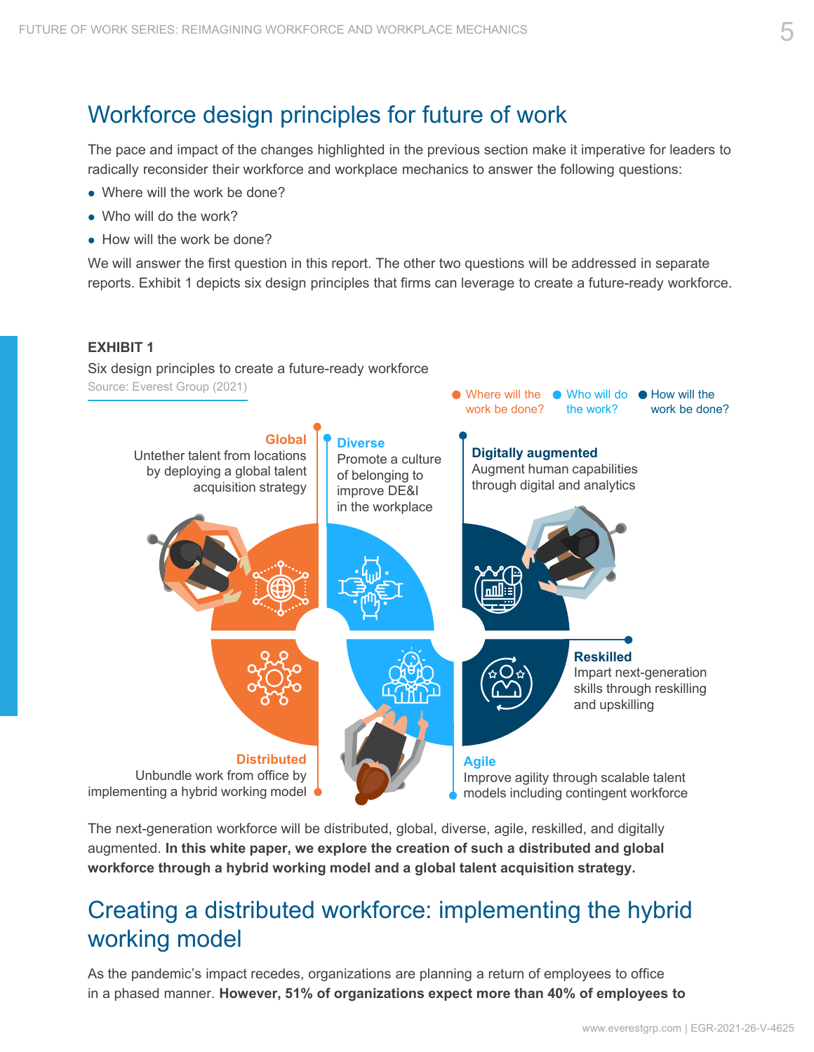## Workforce design principles for future of work

The pace and impact of the changes highlighted in the previous section make it imperative for leaders to radically reconsider their workforce and workplace mechanics to answer the following questions:

- Where will the work be done?
- Who will do the work?
- How will the work be done?

We will answer the first question in this report. The other two questions will be addressed in separate reports. Exhibit 1 depicts six design principles that firms can leverage to create a future-ready workforce.

**EXHIBIT 1**

Six design principles to create a future-ready workforce

Source: Everest Group (2021)

Where will the work be done? | Who will do the work? | How will the work be done?

**Global**
Untether talent from locations by deploying a global talent acquisition strategy

**Diverse**
Promote a culture of belonging to improve DE&I in the workplace

**Digitally augmented**
Augment human capabilities through digital and analytics

**Reskilled**
Impart next-generation skills through reskilling and upskilling

**Distributed**
Unbundle work from office by implementing a hybrid working model

**Agile**
Improve agility through scalable talent models including contingent workforce

The next-generation workforce will be distributed, global, diverse, agile, reskilled, and digitally augmented. **In this white paper, we explore the creation of such a distributed and global workforce through a hybrid working model and a global talent acquisition strategy.**

## Creating a distributed workforce: implementing the hybrid working model

As the pandemic's impact recedes, organizations are planning a return of employees to office in a phased manner. **However, 51% of organizations expect more than 40% of employees to**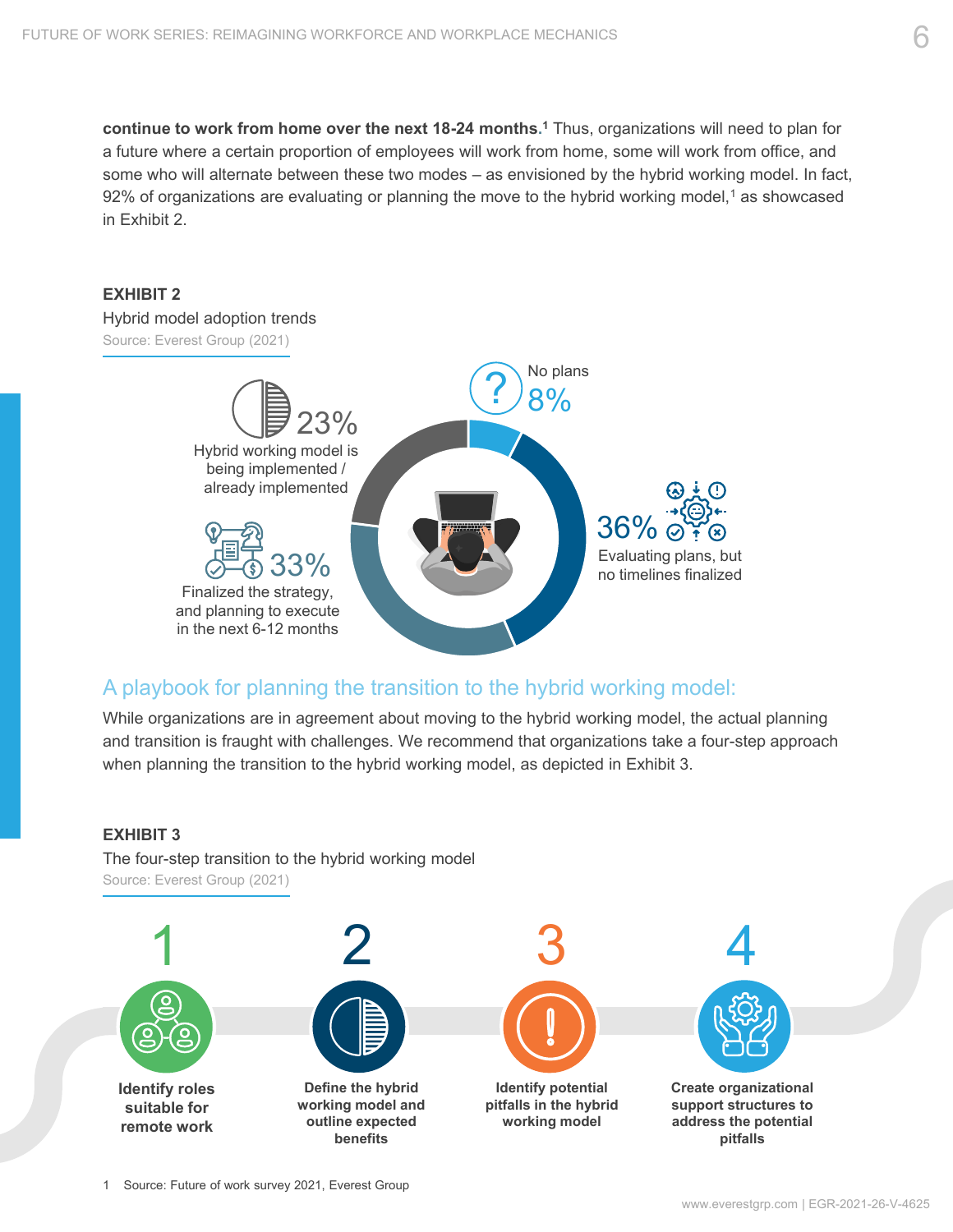**continue to work from home over the next 18-24 months.**[1] Thus, organizations will need to plan for a future where a certain proportion of employees will work from home, some will work from office, and some who will alternate between these two modes – as envisioned by the hybrid working model. In fact, 92% of organizations are evaluating or planning the move to the hybrid working model,[1] as showcased in Exhibit 2.

**EXHIBIT 2**

Hybrid model adoption trends

Source: Everest Group (2021)

- 23% Hybrid working model is being implemented / already implemented
- 33% Finalized the strategy, and planning to execute in the next 6-12 months
- 36% Evaluating plans, but no timelines finalized
- 8% No plans

## A playbook for planning the transition to the hybrid working model:

While organizations are in agreement about moving to the hybrid working model, the actual planning and transition is fraught with challenges. We recommend that organizations take a four-step approach when planning the transition to the hybrid working model, as depicted in Exhibit 3.

**EXHIBIT 3**

The four-step transition to the hybrid working model

Source: Everest Group (2021)

1. **Identify roles suitable for remote work**
2. **Define the hybrid working model and outline expected benefits**
3. **Identify potential pitfalls in the hybrid working model**
4. **Create organizational support structures to address the potential pitfalls**

1 Source: Future of work survey 2021, Everest Group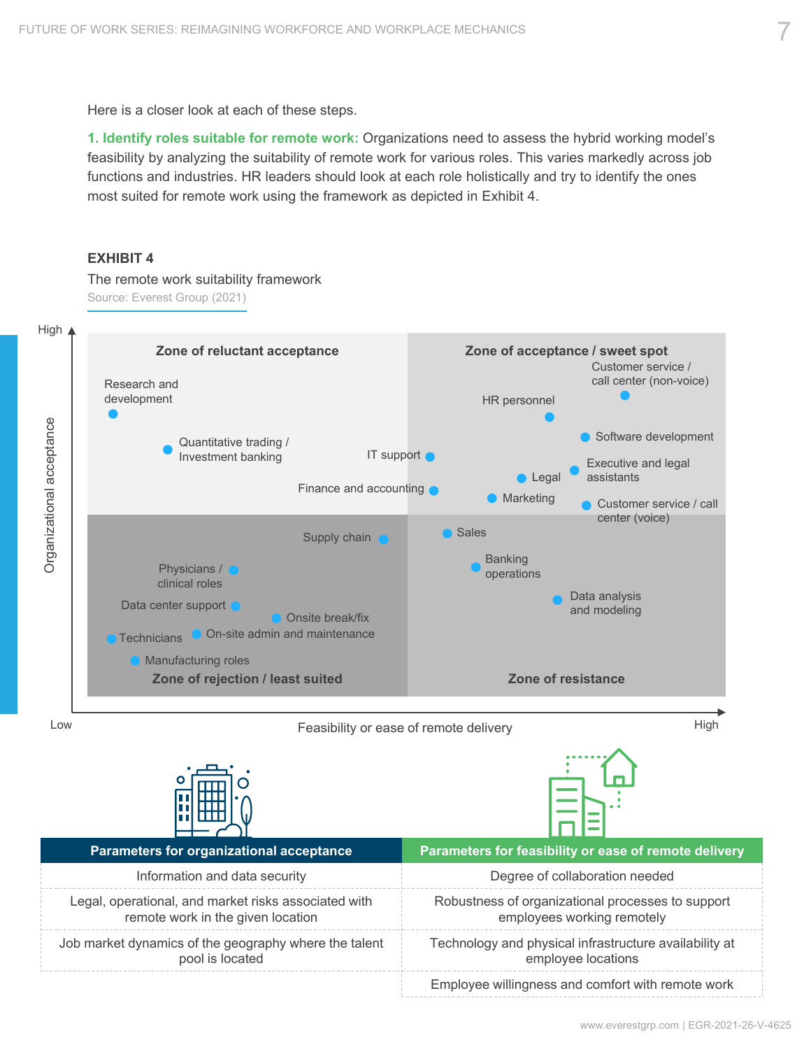Here is a closer look at each of these steps.

**1. Identify roles suitable for remote work:** Organizations need to assess the hybrid working model's feasibility by analyzing the suitability of remote work for various roles. This varies markedly across job functions and industries. HR leaders should look at each role holistically and try to identify the ones most suited for remote work using the framework as depicted in Exhibit 4.

**EXHIBIT 4**

The remote work suitability framework

Source: Everest Group (2021)

Organizational acceptance (Low to High) vs. Feasibility or ease of remote delivery (Low to High)

**Zone of reluctant acceptance** (high acceptance, low feasibility)
- Research and development
- Quantitative trading / Investment banking
- IT support
- Finance and accounting

**Zone of acceptance / sweet spot** (high acceptance, high feasibility)
- Customer service / call center (non-voice)
- HR personnel
- Software development
- Executive and legal assistants
- Legal
- Marketing
- Customer service / call center (voice)

**Zone of rejection / least suited** (low acceptance, low feasibility)
- Supply chain
- Physicians / clinical roles
- Data center support
- Onsite break/fix
- Technicians
- On-site admin and maintenance
- Manufacturing roles

**Zone of resistance** (low acceptance, high feasibility)
- Sales
- Banking operations
- Data analysis and modeling

| Parameters for organizational acceptance | Parameters for feasibility or ease of remote delivery |
|---|---|
| Information and data security | Degree of collaboration needed |
| Legal, operational, and market risks associated with remote work in the given location | Robustness of organizational processes to support employees working remotely |
| Job market dynamics of the geography where the talent pool is located | Technology and physical infrastructure availability at employee locations |
| | Employee willingness and comfort with remote work |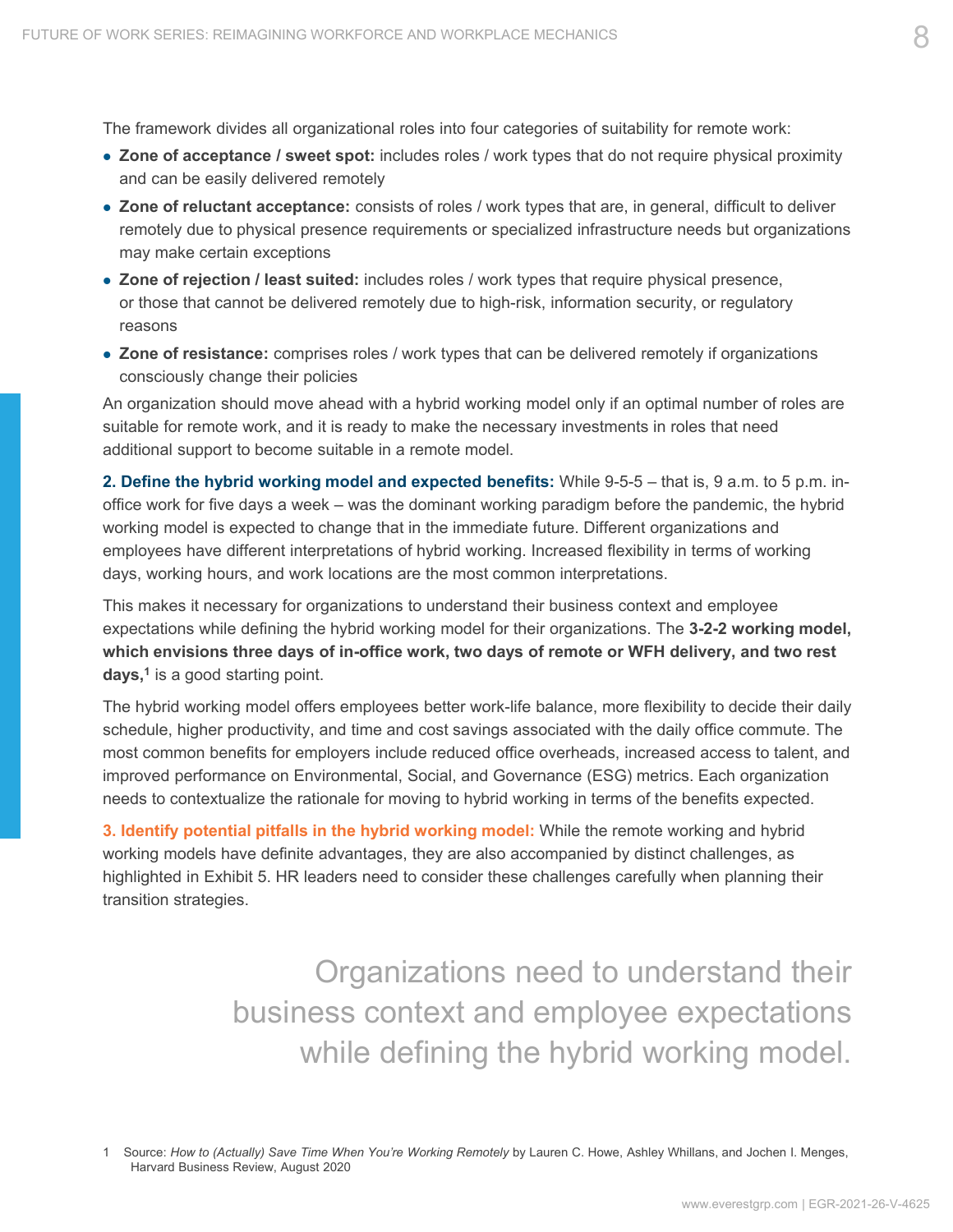The framework divides all organizational roles into four categories of suitability for remote work:

- **Zone of acceptance / sweet spot:** includes roles / work types that do not require physical proximity and can be easily delivered remotely
- **Zone of reluctant acceptance:** consists of roles / work types that are, in general, difficult to deliver remotely due to physical presence requirements or specialized infrastructure needs but organizations may make certain exceptions
- **Zone of rejection / least suited:** includes roles / work types that require physical presence, or those that cannot be delivered remotely due to high-risk, information security, or regulatory reasons
- **Zone of resistance:** comprises roles / work types that can be delivered remotely if organizations consciously change their policies

An organization should move ahead with a hybrid working model only if an optimal number of roles are suitable for remote work, and it is ready to make the necessary investments in roles that need additional support to become suitable in a remote model.

**2. Define the hybrid working model and expected benefits:** While 9-5-5 – that is, 9 a.m. to 5 p.m. in-office work for five days a week – was the dominant working paradigm before the pandemic, the hybrid working model is expected to change that in the immediate future. Different organizations and employees have different interpretations of hybrid working. Increased flexibility in terms of working days, working hours, and work locations are the most common interpretations.

This makes it necessary for organizations to understand their business context and employee expectations while defining the hybrid working model for their organizations. The **3-2-2 working model, which envisions three days of in-office work, two days of remote or WFH delivery, and two rest days,**[1] is a good starting point.

The hybrid working model offers employees better work-life balance, more flexibility to decide their daily schedule, higher productivity, and time and cost savings associated with the daily office commute. The most common benefits for employers include reduced office overheads, increased access to talent, and improved performance on Environmental, Social, and Governance (ESG) metrics. Each organization needs to contextualize the rationale for moving to hybrid working in terms of the benefits expected.

**3. Identify potential pitfalls in the hybrid working model:** While the remote working and hybrid working models have definite advantages, they are also accompanied by distinct challenges, as highlighted in Exhibit 5. HR leaders need to consider these challenges carefully when planning their transition strategies.

> Organizations need to understand their business context and employee expectations while defining the hybrid working model.

1 Source: *How to (Actually) Save Time When You're Working Remotely* by Lauren C. Howe, Ashley Whillans, and Jochen I. Menges, Harvard Business Review, August 2020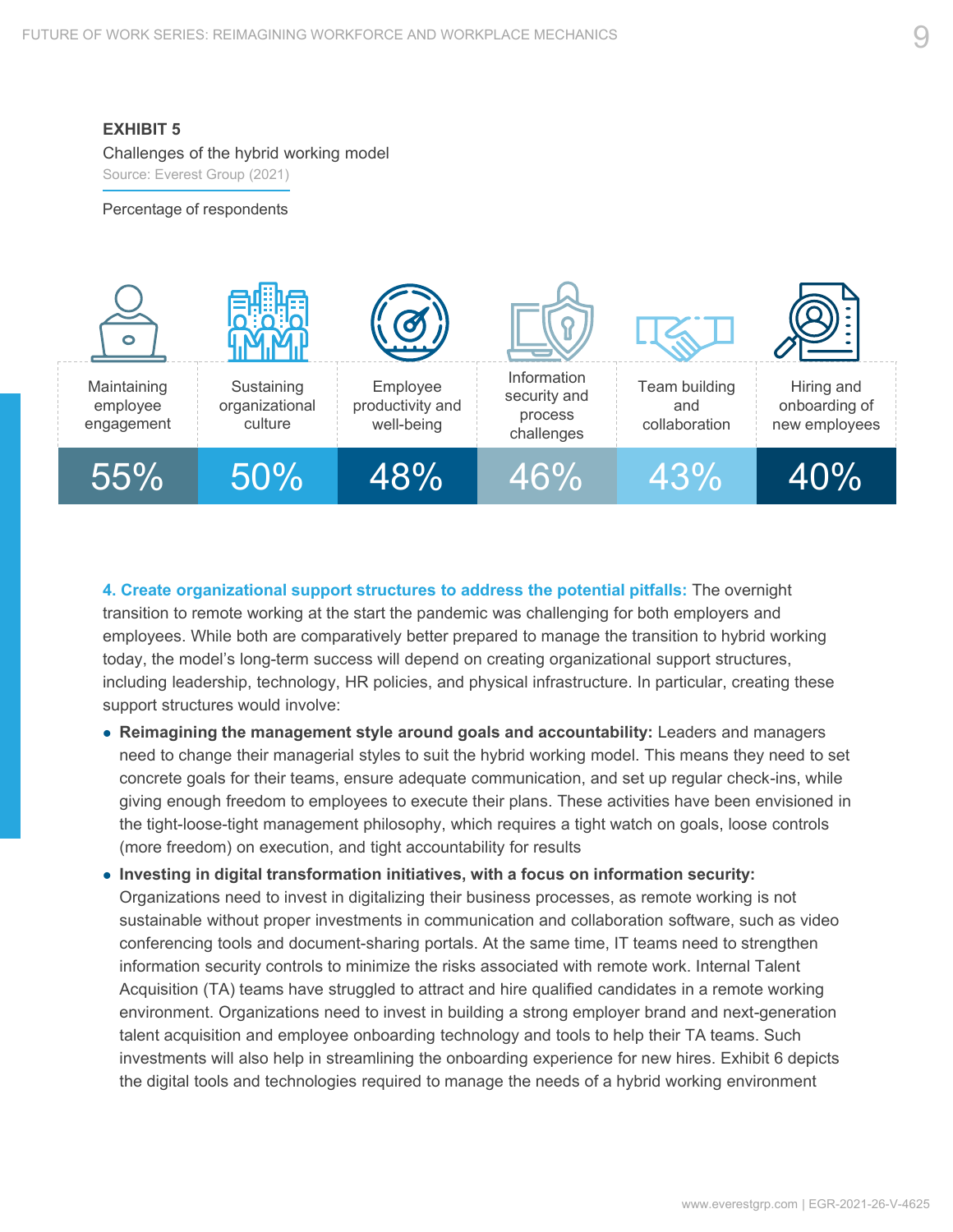**EXHIBIT 5**

Challenges of the hybrid working model

Source: Everest Group (2021)

Percentage of respondents

| Maintaining employee engagement | Sustaining organizational culture | Employee productivity and well-being | Information security and process challenges | Team building and collaboration | Hiring and onboarding of new employees |
|---|---|---|---|---|---|
| 55% | 50% | 48% | 46% | 43% | 40% |

**4. Create organizational support structures to address the potential pitfalls:** The overnight transition to remote working at the start the pandemic was challenging for both employers and employees. While both are comparatively better prepared to manage the transition to hybrid working today, the model's long-term success will depend on creating organizational support structures, including leadership, technology, HR policies, and physical infrastructure. In particular, creating these support structures would involve:

- **Reimagining the management style around goals and accountability:** Leaders and managers need to change their managerial styles to suit the hybrid working model. This means they need to set concrete goals for their teams, ensure adequate communication, and set up regular check-ins, while giving enough freedom to employees to execute their plans. These activities have been envisioned in the tight-loose-tight management philosophy, which requires a tight watch on goals, loose controls (more freedom) on execution, and tight accountability for results
- **Investing in digital transformation initiatives, with a focus on information security:** Organizations need to invest in digitalizing their business processes, as remote working is not sustainable without proper investments in communication and collaboration software, such as video conferencing tools and document-sharing portals. At the same time, IT teams need to strengthen information security controls to minimize the risks associated with remote work. Internal Talent Acquisition (TA) teams have struggled to attract and hire qualified candidates in a remote working environment. Organizations need to invest in building a strong employer brand and next-generation talent acquisition and employee onboarding technology and tools to help their TA teams. Such investments will also help in streamlining the onboarding experience for new hires. Exhibit 6 depicts the digital tools and technologies required to manage the needs of a hybrid working environment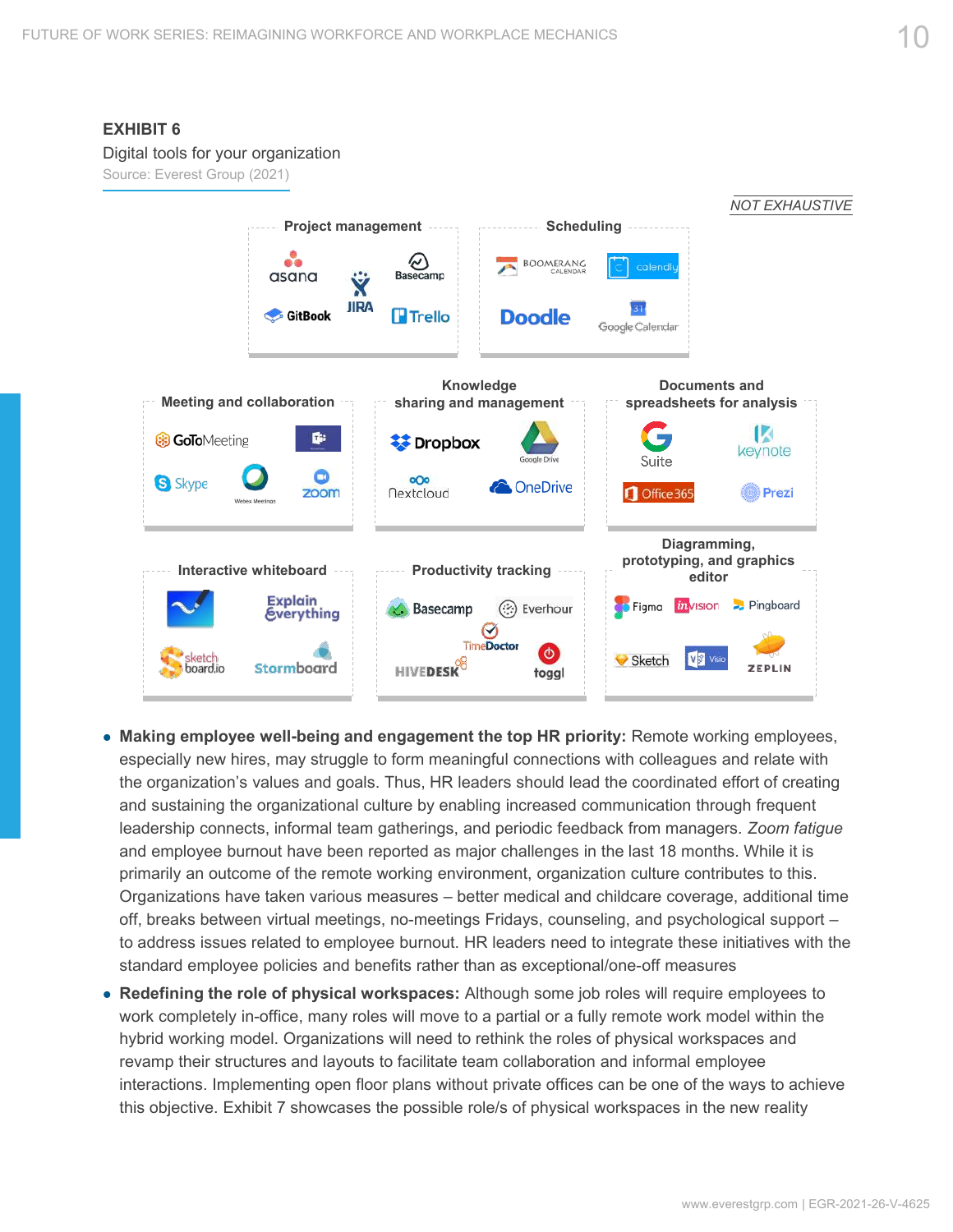**EXHIBIT 6**

Digital tools for your organization

Source: Everest Group (2021)

*NOT EXHAUSTIVE*

**Project management**
asana, JIRA, Basecamp, GitBook, Trello

**Scheduling**
Boomerang Calendar, calendly, Doodle, Google Calendar

**Meeting and collaboration**
GoToMeeting, Microsoft Teams, Skype, Webex Meetings, zoom

**Knowledge sharing and management**
Dropbox, Google Drive, Nextcloud, OneDrive

**Documents and spreadsheets for analysis**
G Suite, keynote, Office 365, Prezi

**Interactive whiteboard**
Microsoft Whiteboard, Explain Everything, sketchboard.io, Stormboard

**Productivity tracking**
Basecamp, Everhour, TimeDoctor, HIVEDESK, toggl

**Diagramming, prototyping, and graphics editor**
Figma, invision, Pingboard, Sketch, Visio, ZEPLIN

- **Making employee well-being and engagement the top HR priority:** Remote working employees, especially new hires, may struggle to form meaningful connections with colleagues and relate with the organization's values and goals. Thus, HR leaders should lead the coordinated effort of creating and sustaining the organizational culture by enabling increased communication through frequent leadership connects, informal team gatherings, and periodic feedback from managers. *Zoom fatigue* and employee burnout have been reported as major challenges in the last 18 months. While it is primarily an outcome of the remote working environment, organization culture contributes to this. Organizations have taken various measures – better medical and childcare coverage, additional time off, breaks between virtual meetings, no-meetings Fridays, counseling, and psychological support – to address issues related to employee burnout. HR leaders need to integrate these initiatives with the standard employee policies and benefits rather than as exceptional/one-off measures
- **Redefining the role of physical workspaces:** Although some job roles will require employees to work completely in-office, many roles will move to a partial or a fully remote work model within the hybrid working model. Organizations will need to rethink the roles of physical workspaces and revamp their structures and layouts to facilitate team collaboration and informal employee interactions. Implementing open floor plans without private offices can be one of the ways to achieve this objective. Exhibit 7 showcases the possible role/s of physical workspaces in the new reality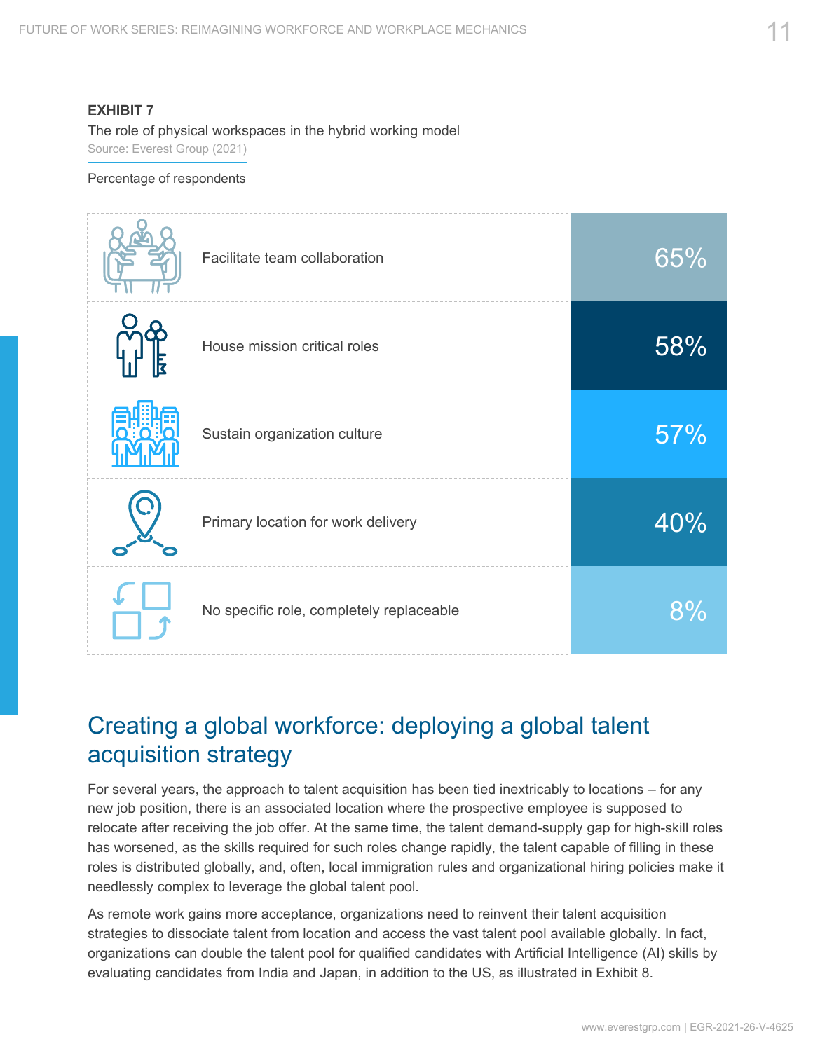**EXHIBIT 7**

The role of physical workspaces in the hybrid working model

Source: Everest Group (2021)

Percentage of respondents

| Role | Percentage |
|---|---|
| Facilitate team collaboration | 65% |
| House mission critical roles | 58% |
| Sustain organization culture | 57% |
| Primary location for work delivery | 40% |
| No specific role, completely replaceable | 8% |

## Creating a global workforce: deploying a global talent acquisition strategy

For several years, the approach to talent acquisition has been tied inextricably to locations – for any new job position, there is an associated location where the prospective employee is supposed to relocate after receiving the job offer. At the same time, the talent demand-supply gap for high-skill roles has worsened, as the skills required for such roles change rapidly, the talent capable of filling in these roles is distributed globally, and, often, local immigration rules and organizational hiring policies make it needlessly complex to leverage the global talent pool.

As remote work gains more acceptance, organizations need to reinvent their talent acquisition strategies to dissociate talent from location and access the vast talent pool available globally. In fact, organizations can double the talent pool for qualified candidates with Artificial Intelligence (AI) skills by evaluating candidates from India and Japan, in addition to the US, as illustrated in Exhibit 8.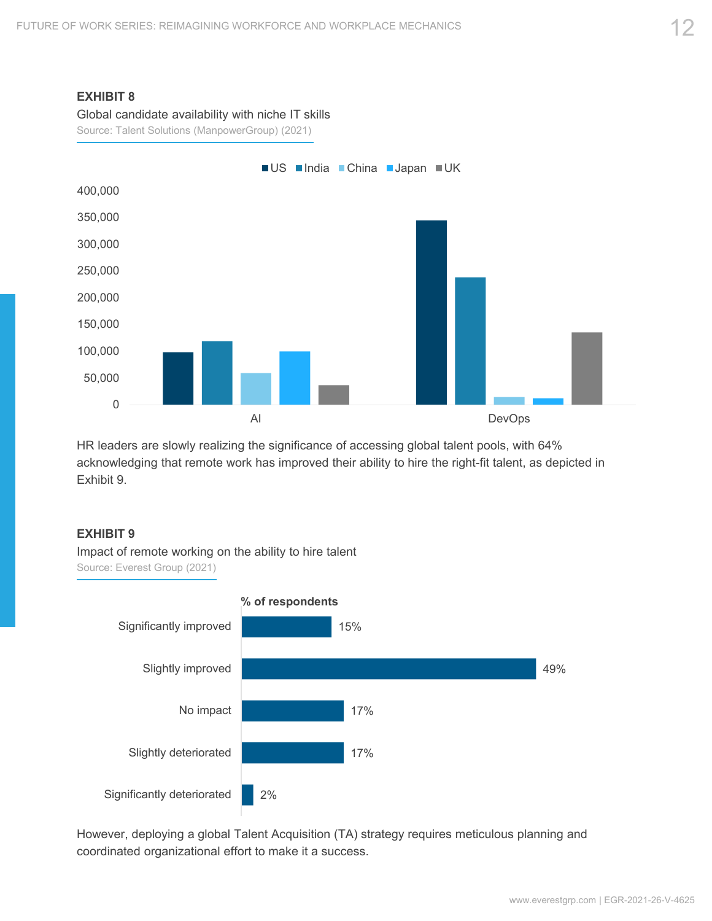**EXHIBIT 8**

Global candidate availability with niche IT skills

Source: Talent Solutions (ManpowerGroup) (2021)

HR leaders are slowly realizing the significance of accessing global talent pools, with 64% acknowledging that remote work has improved their ability to hire the right-fit talent, as depicted in Exhibit 9.

**EXHIBIT 9**

Impact of remote working on the ability to hire talent

Source: Everest Group (2021)

| | % of respondents |
|---|---|
| Significantly improved | 15% |
| Slightly improved | 49% |
| No impact | 17% |
| Slightly deteriorated | 17% |
| Significantly deteriorated | 2% |

However, deploying a global Talent Acquisition (TA) strategy requires meticulous planning and coordinated organizational effort to make it a success.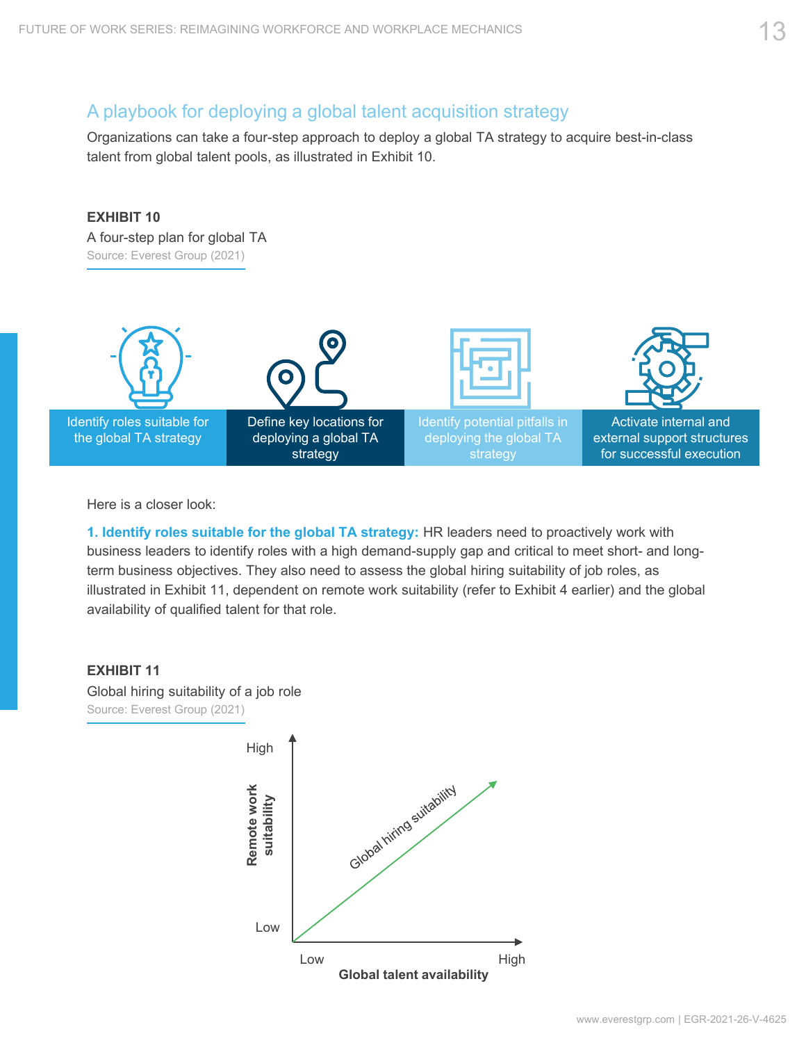## A playbook for deploying a global talent acquisition strategy

Organizations can take a four-step approach to deploy a global TA strategy to acquire best-in-class talent from global talent pools, as illustrated in Exhibit 10.

**EXHIBIT 10**

A four-step plan for global TA

Source: Everest Group (2021)

| Identify roles suitable for the global TA strategy | Define key locations for deploying a global TA strategy | Identify potential pitfalls in deploying the global TA strategy | Activate internal and external support structures for successful execution |
|---|---|---|---|

Here is a closer look:

**1. Identify roles suitable for the global TA strategy:** HR leaders need to proactively work with business leaders to identify roles with a high demand-supply gap and critical to meet short- and long-term business objectives. They also need to assess the global hiring suitability of job roles, as illustrated in Exhibit 11, dependent on remote work suitability (refer to Exhibit 4 earlier) and the global availability of qualified talent for that role.

**EXHIBIT 11**

Global hiring suitability of a job role

Source: Everest Group (2021)

Remote work suitability (Low → High) vs. Global talent availability (Low → High): Global hiring suitability increases as both increase.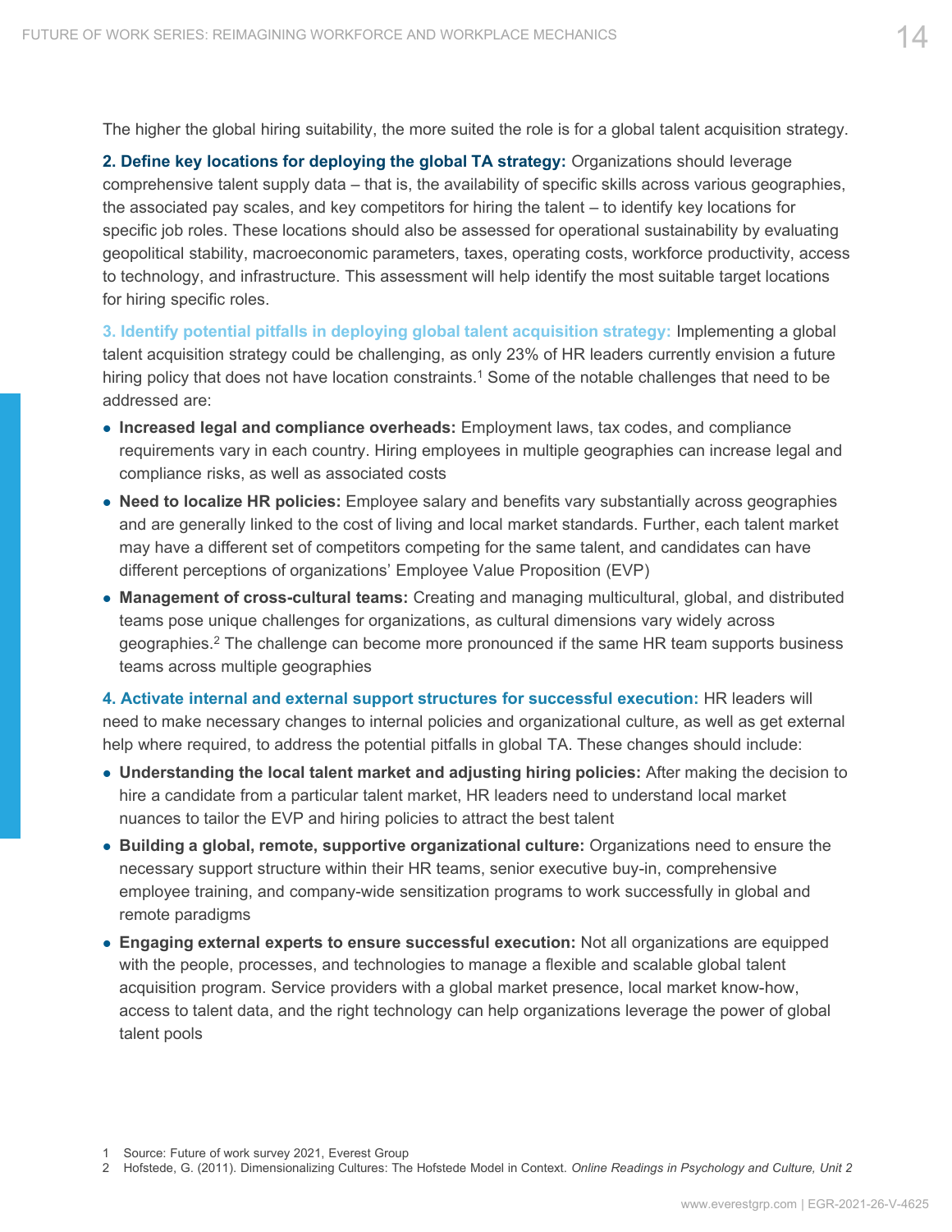The higher the global hiring suitability, the more suited the role is for a global talent acquisition strategy.

**2. Define key locations for deploying the global TA strategy:** Organizations should leverage comprehensive talent supply data – that is, the availability of specific skills across various geographies, the associated pay scales, and key competitors for hiring the talent – to identify key locations for specific job roles. These locations should also be assessed for operational sustainability by evaluating geopolitical stability, macroeconomic parameters, taxes, operating costs, workforce productivity, access to technology, and infrastructure. This assessment will help identify the most suitable target locations for hiring specific roles.

**3. Identify potential pitfalls in deploying global talent acquisition strategy:** Implementing a global talent acquisition strategy could be challenging, as only 23% of HR leaders currently envision a future hiring policy that does not have location constraints.[1] Some of the notable challenges that need to be addressed are:

- **Increased legal and compliance overheads:** Employment laws, tax codes, and compliance requirements vary in each country. Hiring employees in multiple geographies can increase legal and compliance risks, as well as associated costs
- **Need to localize HR policies:** Employee salary and benefits vary substantially across geographies and are generally linked to the cost of living and local market standards. Further, each talent market may have a different set of competitors competing for the same talent, and candidates can have different perceptions of organizations' Employee Value Proposition (EVP)
- **Management of cross-cultural teams:** Creating and managing multicultural, global, and distributed teams pose unique challenges for organizations, as cultural dimensions vary widely across geographies.[2] The challenge can become more pronounced if the same HR team supports business teams across multiple geographies

**4. Activate internal and external support structures for successful execution:** HR leaders will need to make necessary changes to internal policies and organizational culture, as well as get external help where required, to address the potential pitfalls in global TA. These changes should include:

- **Understanding the local talent market and adjusting hiring policies:** After making the decision to hire a candidate from a particular talent market, HR leaders need to understand local market nuances to tailor the EVP and hiring policies to attract the best talent
- **Building a global, remote, supportive organizational culture:** Organizations need to ensure the necessary support structure within their HR teams, senior executive buy-in, comprehensive employee training, and company-wide sensitization programs to work successfully in global and remote paradigms
- **Engaging external experts to ensure successful execution:** Not all organizations are equipped with the people, processes, and technologies to manage a flexible and scalable global talent acquisition program. Service providers with a global market presence, local market know-how, access to talent data, and the right technology can help organizations leverage the power of global talent pools

1 Source: Future of work survey 2021, Everest Group
2 Hofstede, G. (2011). Dimensionalizing Cultures: The Hofstede Model in Context. *Online Readings in Psychology and Culture, Unit 2*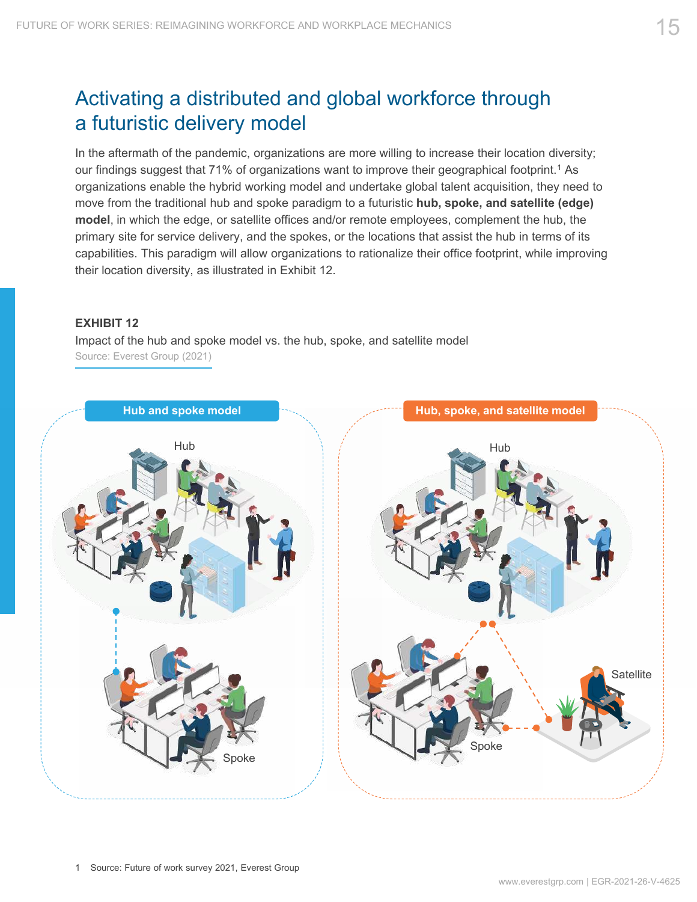# Activating a distributed and global workforce through a futuristic delivery model

In the aftermath of the pandemic, organizations are more willing to increase their location diversity; our findings suggest that 71% of organizations want to improve their geographical footprint.[1] As organizations enable the hybrid working model and undertake global talent acquisition, they need to move from the traditional hub and spoke paradigm to a futuristic **hub, spoke, and satellite (edge) model**, in which the edge, or satellite offices and/or remote employees, complement the hub, the primary site for service delivery, and the spokes, or the locations that assist the hub in terms of its capabilities. This paradigm will allow organizations to rationalize their office footprint, while improving their location diversity, as illustrated in Exhibit 12.

**EXHIBIT 12**

Impact of the hub and spoke model vs. the hub, spoke, and satellite model

Source: Everest Group (2021)

**Hub and spoke model**

Hub

Spoke

**Hub, spoke, and satellite model**

Hub

Spoke

Satellite

1 Source: Future of work survey 2021, Everest Group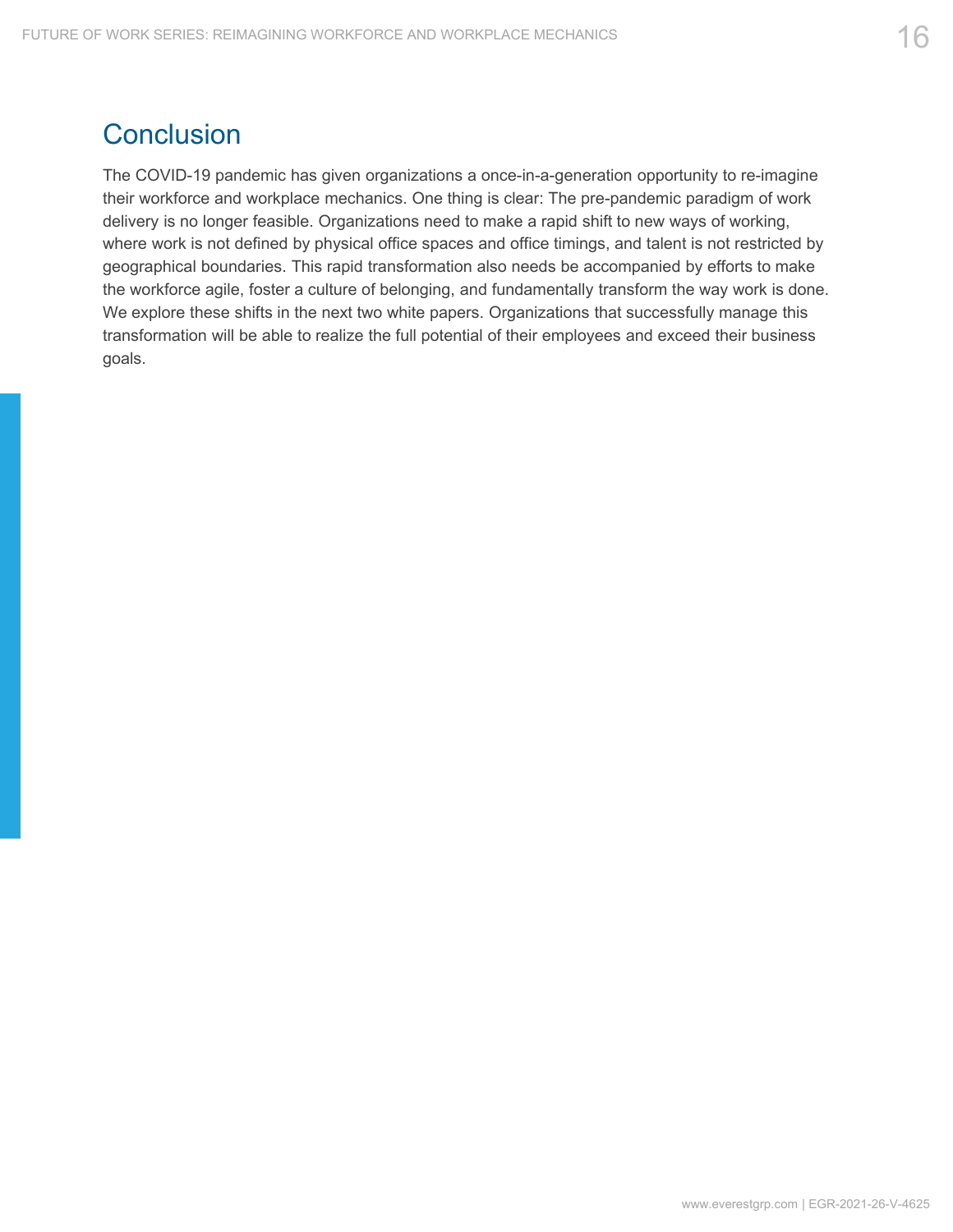## Conclusion

The COVID-19 pandemic has given organizations a once-in-a-generation opportunity to re-imagine their workforce and workplace mechanics. One thing is clear: The pre-pandemic paradigm of work delivery is no longer feasible. Organizations need to make a rapid shift to new ways of working, where work is not defined by physical office spaces and office timings, and talent is not restricted by geographical boundaries. This rapid transformation also needs be accompanied by efforts to make the workforce agile, foster a culture of belonging, and fundamentally transform the way work is done. We explore these shifts in the next two white papers. Organizations that successfully manage this transformation will be able to realize the full potential of their employees and exceed their business goals.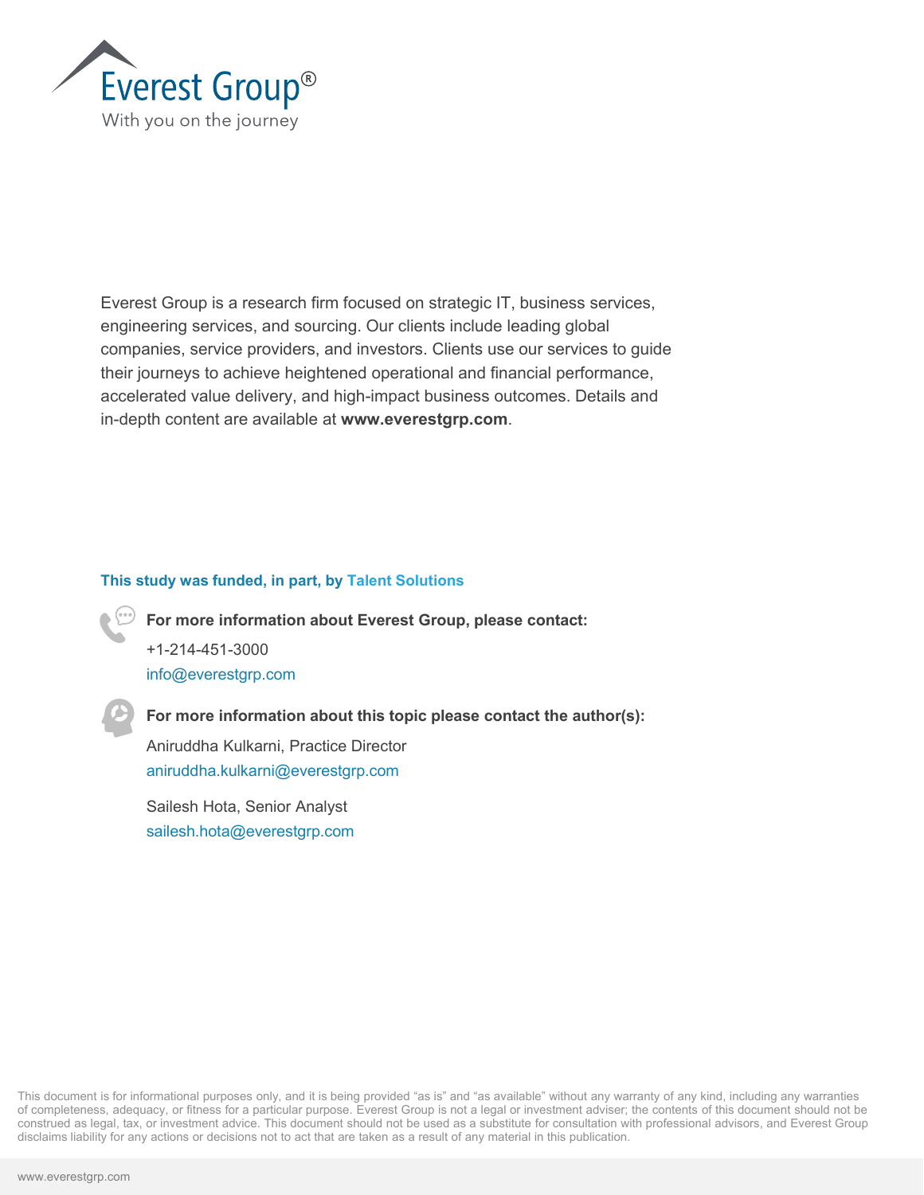Everest Group®

With you on the journey

Everest Group is a research firm focused on strategic IT, business services, engineering services, and sourcing. Our clients include leading global companies, service providers, and investors. Clients use our services to guide their journeys to achieve heightened operational and financial performance, accelerated value delivery, and high-impact business outcomes. Details and in-depth content are available at **www.everestgrp.com**.

**This study was funded, in part, by Talent Solutions**

**For more information about Everest Group, please contact:**

+1-214-451-3000

info@everestgrp.com

**For more information about this topic please contact the author(s):**

Aniruddha Kulkarni, Practice Director

aniruddha.kulkarni@everestgrp.com

Sailesh Hota, Senior Analyst

sailesh.hota@everestgrp.com

This document is for informational purposes only, and it is being provided "as is" and "as available" without any warranty of any kind, including any warranties of completeness, adequacy, or fitness for a particular purpose. Everest Group is not a legal or investment adviser; the contents of this document should not be construed as legal, tax, or investment advice. This document should not be used as a substitute for consultation with professional advisors, and Everest Group disclaims liability for any actions or decisions not to act that are taken as a result of any material in this publication.